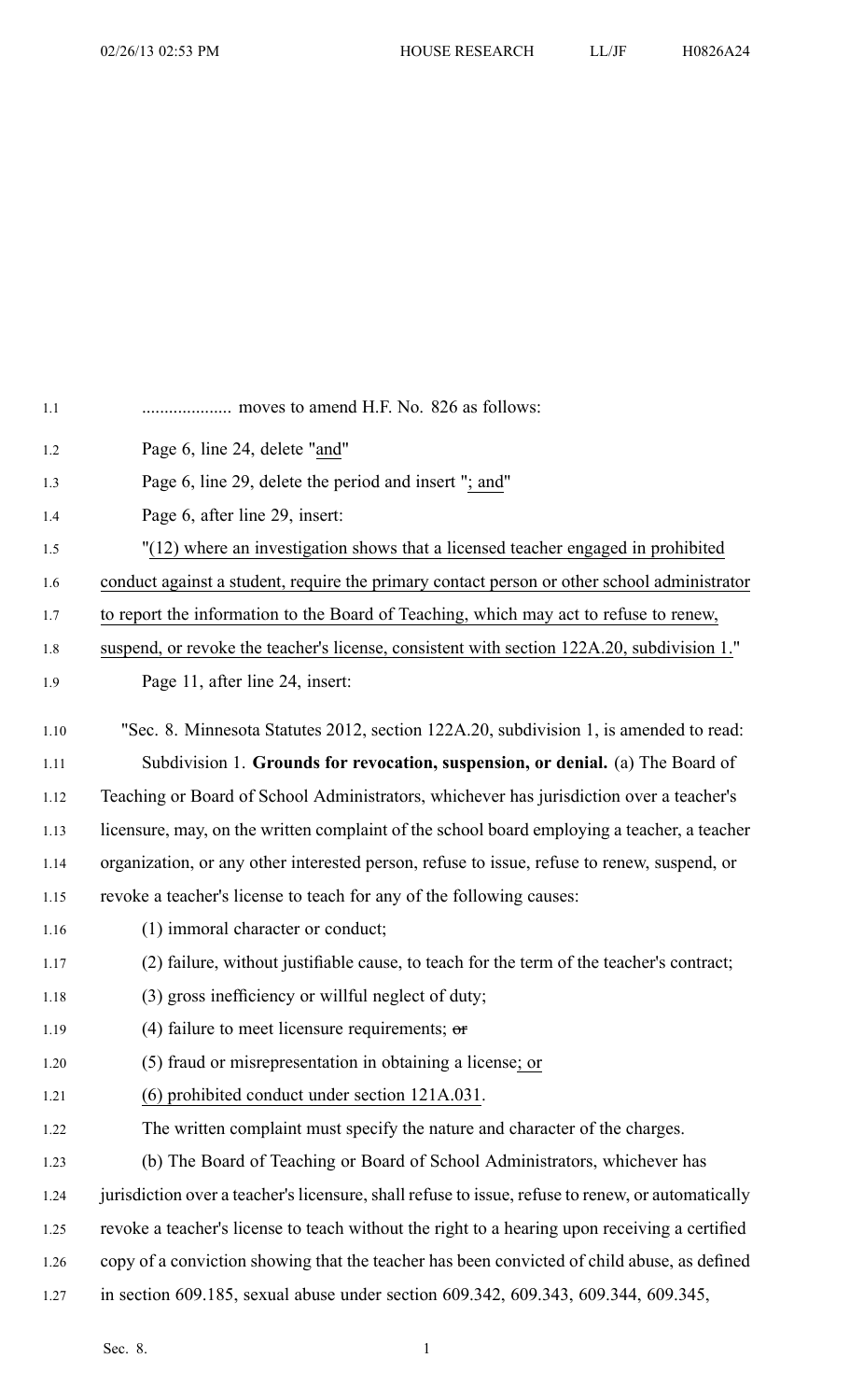.................... moves to amend H.F. No. 826 as follows:

Page 6, line 24, delete "and"

Page 6, line 29, delete the period and insert "; and"

Page 6, after line 29, insert:

"(12) where an investigation shows that a licensed teacher engaged in prohibited conduct against a student, require the primary contact person or other school administrator to report the information to the Board of Teaching, which may act to refuse to renew, suspend, or revoke the teacher's license, consistent with section 122A.20, subdivision 1."

Page 11, after line 24, insert:

"Sec. 8. Minnesota Statutes 2012, section 122A.20, subdivision 1, is amended to read:

Subdivision 1. **Grounds for revocation, suspension, or denial.** (a) The Board of Teaching or Board of School Administrators, whichever has jurisdiction over a teacher's licensure, may, on the written complaint of the school board employing a teacher, a teacher organization, or any other interested person, refuse to issue, refuse to renew, suspend, or revoke a teacher's license to teach for any of the following causes:

(1) immoral character or conduct;

(2) failure, without justifiable cause, to teach for the term of the teacher's contract;

(3) gross inefficiency or willful neglect of duty;

(4) failure to meet licensure requirements; ~~or~~

(5) fraud or misrepresentation in obtaining a license; or

(6) prohibited conduct under section 121A.031.

The written complaint must specify the nature and character of the charges.

(b) The Board of Teaching or Board of School Administrators, whichever has jurisdiction over a teacher's licensure, shall refuse to issue, refuse to renew, or automatically revoke a teacher's license to teach without the right to a hearing upon receiving a certified copy of a conviction showing that the teacher has been convicted of child abuse, as defined in section 609.185, sexual abuse under section 609.342, 609.343, 609.344, 609.345,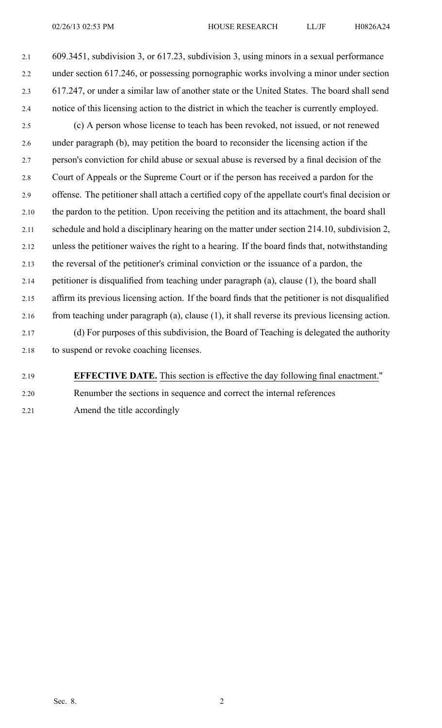609.3451, subdivision 3, or 617.23, subdivision 3, using minors in a sexual performance under section 617.246, or possessing pornographic works involving a minor under section 617.247, or under a similar law of another state or the United States. The board shall send notice of this licensing action to the district in which the teacher is currently employed.

(c) A person whose license to teach has been revoked, not issued, or not renewed under paragraph (b), may petition the board to reconsider the licensing action if the person's conviction for child abuse or sexual abuse is reversed by a final decision of the Court of Appeals or the Supreme Court or if the person has received a pardon for the offense. The petitioner shall attach a certified copy of the appellate court's final decision or the pardon to the petition. Upon receiving the petition and its attachment, the board shall schedule and hold a disciplinary hearing on the matter under section 214.10, subdivision 2, unless the petitioner waives the right to a hearing. If the board finds that, notwithstanding the reversal of the petitioner's criminal conviction or the issuance of a pardon, the petitioner is disqualified from teaching under paragraph (a), clause (1), the board shall affirm its previous licensing action. If the board finds that the petitioner is not disqualified from teaching under paragraph (a), clause (1), it shall reverse its previous licensing action.

(d) For purposes of this subdivision, the Board of Teaching is delegated the authority to suspend or revoke coaching licenses.

**EFFECTIVE DATE.** This section is effective the day following final enactment."

Renumber the sections in sequence and correct the internal references

Amend the title accordingly